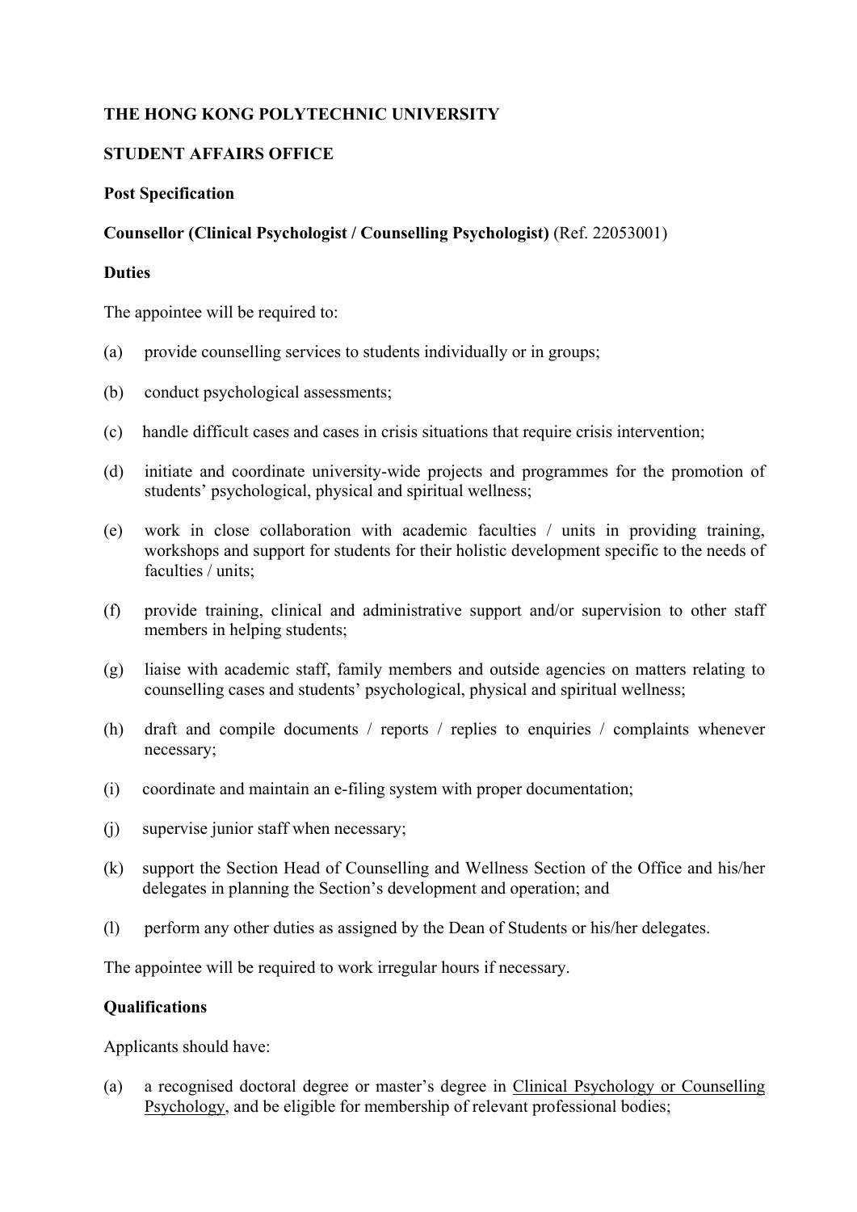**THE HONG KONG POLYTECHNIC UNIVERSITY**

**STUDENT AFFAIRS OFFICE**

**Post Specification**

**Counsellor (Clinical Psychologist / Counselling Psychologist)** (Ref. 22053001)

**Duties**

The appointee will be required to:

(a) provide counselling services to students individually or in groups;

(b) conduct psychological assessments;

(c) handle difficult cases and cases in crisis situations that require crisis intervention;

(d) initiate and coordinate university-wide projects and programmes for the promotion of students' psychological, physical and spiritual wellness;

(e) work in close collaboration with academic faculties / units in providing training, workshops and support for students for their holistic development specific to the needs of faculties / units;

(f) provide training, clinical and administrative support and/or supervision to other staff members in helping students;

(g) liaise with academic staff, family members and outside agencies on matters relating to counselling cases and students' psychological, physical and spiritual wellness;

(h) draft and compile documents / reports / replies to enquiries / complaints whenever necessary;

(i) coordinate and maintain an e-filing system with proper documentation;

(j) supervise junior staff when necessary;

(k) support the Section Head of Counselling and Wellness Section of the Office and his/her delegates in planning the Section's development and operation; and

(l) perform any other duties as assigned by the Dean of Students or his/her delegates.

The appointee will be required to work irregular hours if necessary.

**Qualifications**

Applicants should have:

(a) a recognised doctoral degree or master's degree in <u>Clinical Psychology or Counselling Psychology</u>, and be eligible for membership of relevant professional bodies;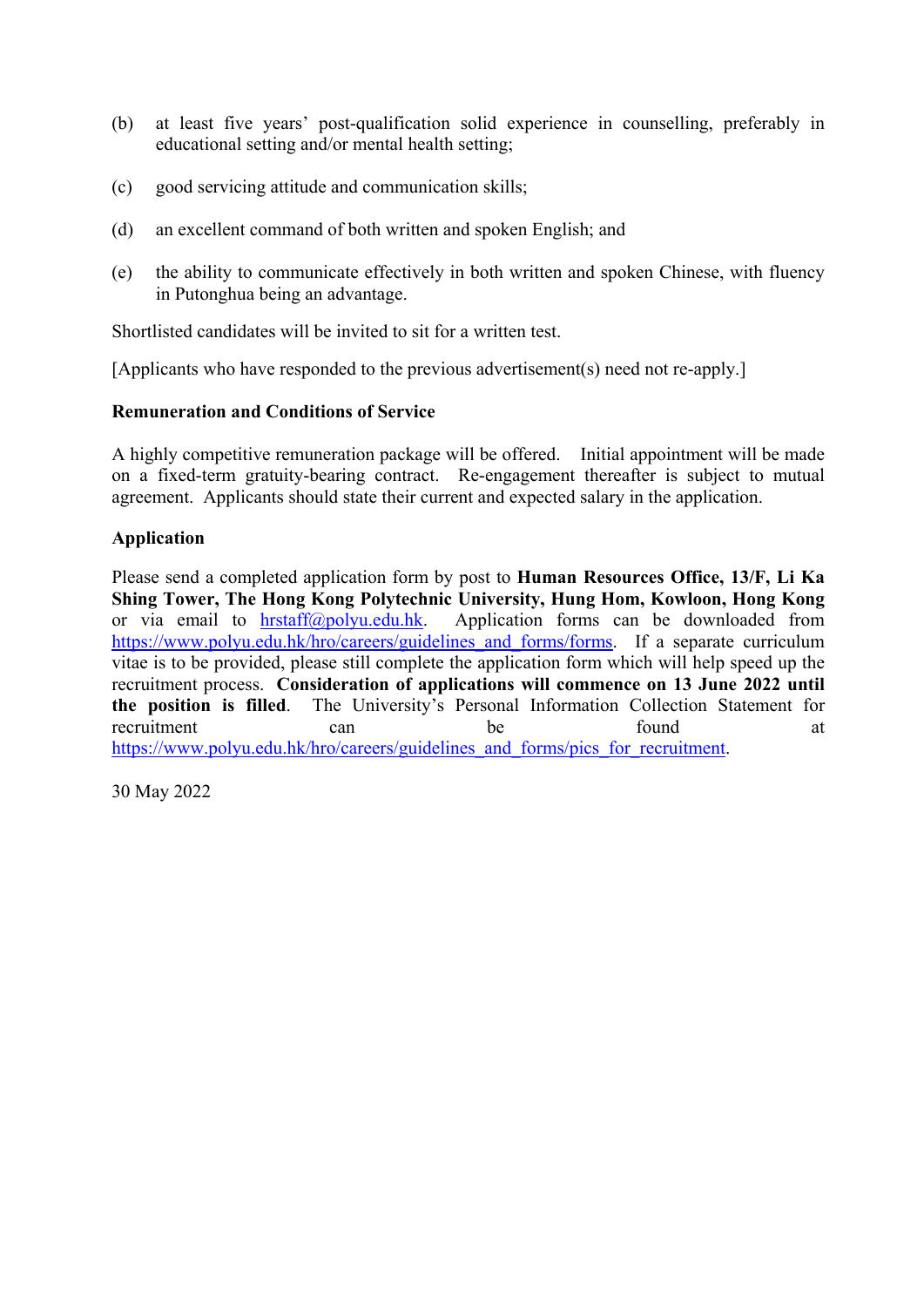(b) at least five years' post-qualification solid experience in counselling, preferably in educational setting and/or mental health setting;

(c) good servicing attitude and communication skills;

(d) an excellent command of both written and spoken English; and

(e) the ability to communicate effectively in both written and spoken Chinese, with fluency in Putonghua being an advantage.

Shortlisted candidates will be invited to sit for a written test.

[Applicants who have responded to the previous advertisement(s) need not re-apply.]

**Remuneration and Conditions of Service**

A highly competitive remuneration package will be offered. Initial appointment will be made on a fixed-term gratuity-bearing contract. Re-engagement thereafter is subject to mutual agreement. Applicants should state their current and expected salary in the application.

**Application**

Please send a completed application form by post to **Human Resources Office, 13/F, Li Ka Shing Tower, The Hong Kong Polytechnic University, Hung Hom, Kowloon, Hong Kong** or via email to hrstaff@polyu.edu.hk. Application forms can be downloaded from https://www.polyu.edu.hk/hro/careers/guidelines_and_forms/forms. If a separate curriculum vitae is to be provided, please still complete the application form which will help speed up the recruitment process. **Consideration of applications will commence on 13 June 2022 until the position is filled**. The University's Personal Information Collection Statement for recruitment can be found at https://www.polyu.edu.hk/hro/careers/guidelines_and_forms/pics_for_recruitment.

30 May 2022